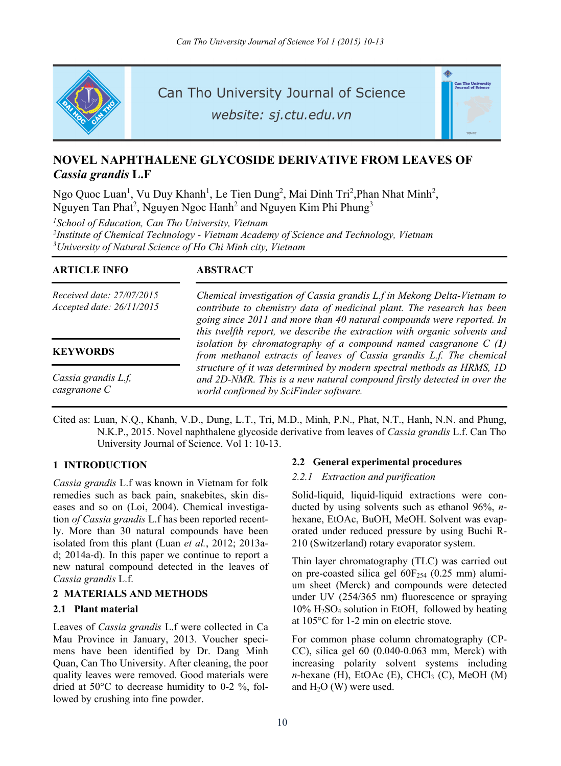# NOVEL NAPHTHALENE GLYCOSIDE DERIVATIVE FROM LEAVES OF *Cassia grandis* L.F

Ngo Quoc Luan[1], Vu Duy Khanh[1], Le Tien Dung[2], Mai Dinh Tri[2], Phan Nhat Minh[2], Nguyen Tan Phat[2], Nguyen Ngoc Hanh[2] and Nguyen Kim Phi Phung[3]

[1]*School of Education, Can Tho University, Vietnam*
[2]*Institute of Chemical Technology - Vietnam Academy of Science and Technology, Vietnam*
[3]*University of Natural Science of Ho Chi Minh city, Vietnam*

**ARTICLE INFO**

*Received date: 27/07/2015*
*Accepted date: 26/11/2015*

**KEYWORDS**

*Cassia grandis L.f, casgranone C*

**ABSTRACT**

*Chemical investigation of Cassia grandis L.f in Mekong Delta-Vietnam to contribute to chemistry data of medicinal plant. The research has been going since 2011 and more than 40 natural compounds were reported. In this twelfth report, we describe the extraction with organic solvents and isolation by chromatography of a compound named casgranone C (**1**) from methanol extracts of leaves of Cassia grandis L.f. The chemical structure of it was determined by modern spectral methods as HRMS, 1D and 2D-NMR. This is a new natural compound firstly detected in over the world confirmed by SciFinder software.*

Cited as: Luan, N.Q., Khanh, V.D., Dung, L.T., Tri, M.D., Minh, P.N., Phat, N.T., Hanh, N.N. and Phung, N.K.P., 2015. Novel naphthalene glycoside derivative from leaves of *Cassia grandis* L.f. Can Tho University Journal of Science. Vol 1: 10-13.

## 1 INTRODUCTION

*Cassia grandis* L.f was known in Vietnam for folk remedies such as back pain, snakebites, skin diseases and so on (Loi, 2004). Chemical investigation *of Cassia grandis* L.f has been reported recently. More than 30 natural compounds have been isolated from this plant (Luan *et al.*, 2012; 2013a-d; 2014a-d). In this paper we continue to report a new natural compound detected in the leaves of *Cassia grandis* L.f.

## 2 MATERIALS AND METHODS

### 2.1 Plant material

Leaves of *Cassia grandis* L.f were collected in Ca Mau Province in January, 2013. Voucher specimens have been identified by Dr. Dang Minh Quan, Can Tho University. After cleaning, the poor quality leaves were removed. Good materials were dried at 50°C to decrease humidity to 0-2 %, followed by crushing into fine powder.

### 2.2 General experimental procedures

#### *2.2.1 Extraction and purification*

Solid-liquid, liquid-liquid extractions were conducted by using solvents such as ethanol 96%, *n*-hexane, EtOAc, BuOH, MeOH. Solvent was evaporated under reduced pressure by using Buchi R-210 (Switzerland) rotary evaporator system.

Thin layer chromatography (TLC) was carried out on pre-coasted silica gel $60F_{254}$ (0.25 mm) aluminium sheet (Merck) and compounds were detected under UV (254/365 nm) fluorescence or spraying 10% $H_2SO_4$ solution in EtOH, followed by heating at 105°C for 1-2 min on electric stove.

For common phase column chromatography (CP-CC), silica gel 60 (0.040-0.063 mm, Merck) with increasing polarity solvent systems including *n*-hexane (H), EtOAc (E), $CHCl_3$ (C), MeOH (M) and $H_2O$ (W) were used.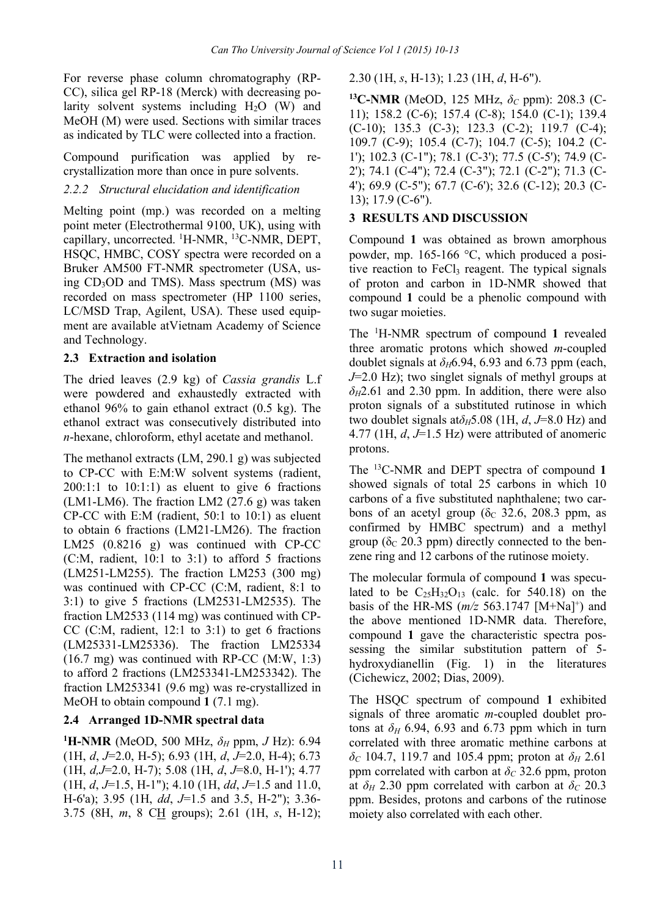For reverse phase column chromatography (RP-CC), silica gel RP-18 (Merck) with decreasing polarity solvent systems including $H_2O$ (W) and MeOH (M) were used. Sections with similar traces as indicated by TLC were collected into a fraction.

Compound purification was applied by re-crystallization more than once in pure solvents.

### *2.2.2 Structural elucidation and identification*

Melting point (mp.) was recorded on a melting point meter (Electrothermal 9100, UK), using with capillary, uncorrected. $^1$H-NMR, $^{13}$C-NMR, DEPT, HSQC, HMBC, COSY spectra were recorded on a Bruker AM500 FT-NMR spectrometer (USA, using $CD_3OD$ and TMS). Mass spectrum (MS) was recorded on mass spectrometer (HP 1100 series, LC/MSD Trap, Agilent, USA). These used equipment are available atVietnam Academy of Science and Technology.

## 2.3 Extraction and isolation

The dried leaves (2.9 kg) of *Cassia grandis* L.f were powdered and exhaustedly extracted with ethanol 96% to gain ethanol extract (0.5 kg). The ethanol extract was consecutively distributed into *n*-hexane, chloroform, ethyl acetate and methanol.

The methanol extracts (LM, 290.1 g) was subjected to CP-CC with E:M:W solvent systems (radient, 200:1:1 to 10:1:1) as eluent to give 6 fractions (LM1-LM6). The fraction LM2 (27.6 g) was taken CP-CC with E:M (radient, 50:1 to 10:1) as eluent to obtain 6 fractions (LM21-LM26). The fraction LM25 (0.8216 g) was continued with CP-CC (C:M, radient, 10:1 to 3:1) to afford 5 fractions (LM251-LM255). The fraction LM253 (300 mg) was continued with CP-CC (C:M, radient, 8:1 to 3:1) to give 5 fractions (LM2531-LM2535). The fraction LM2533 (114 mg) was continued with CP-CC (C:M, radient, 12:1 to 3:1) to get 6 fractions (LM25331-LM25336). The fraction LM25334 (16.7 mg) was continued with RP-CC (M:W, 1:3) to afford 2 fractions (LM253341-LM253342). The fraction LM253341 (9.6 mg) was re-crystallized in MeOH to obtain compound **1** (7.1 mg).

## 2.4 Arranged 1D-NMR spectral data

**$^1$H-NMR** (MeOD, 500 MHz, $\delta_H$ ppm, *J* Hz): 6.94 (1H, *d*, *J*=2.0, H-5); 6.93 (1H, *d*, *J*=2.0, H-4); 6.73 (1H, *d,J*=2.0, H-7); 5.08 (1H, *d*, *J*=8.0, H-1'); 4.77 (1H, *d*, *J*=1.5, H-1"); 4.10 (1H, *dd*, *J*=1.5 and 11.0, H-6'a); 3.95 (1H, *dd*, *J*=1.5 and 3.5, H-2"); 3.36-3.75 (8H, *m*, 8 CH groups); 2.61 (1H, *s*, H-12); 2.30 (1H, *s*, H-13); 1.23 (1H, *d*, H-6").

**$^{13}$C-NMR** (MeOD, 125 MHz, $\delta_C$ ppm): 208.3 (C-11); 158.2 (C-6); 157.4 (C-8); 154.0 (C-1); 139.4 (C-10); 135.3 (C-3); 123.3 (C-2); 119.7 (C-4); 109.7 (C-9); 105.4 (C-7); 104.7 (C-5); 104.2 (C-1'); 102.3 (C-1"); 78.1 (C-3'); 77.5 (C-5'); 74.9 (C-2'); 74.1 (C-4"); 72.4 (C-3"); 72.1 (C-2"); 71.3 (C-4'); 69.9 (C-5"); 67.7 (C-6'); 32.6 (C-12); 20.3 (C-13); 17.9 (C-6").

# 3 RESULTS AND DISCUSSION

Compound **1** was obtained as brown amorphous powder, mp. 165-166 °C, which produced a positive reaction to $FeCl_3$ reagent. The typical signals of proton and carbon in 1D-NMR showed that compound **1** could be a phenolic compound with two sugar moieties.

The $^1$H-NMR spectrum of compound **1** revealed three aromatic protons which showed *m*-coupled doublet signals at $\delta_H$6.94, 6.93 and 6.73 ppm (each, *J*=2.0 Hz); two singlet signals of methyl groups at $\delta_H$2.61 and 2.30 ppm. In addition, there were also proton signals of a substituted rutinose in which two doublet signals at$\delta_H$5.08 (1H, *d*, *J*=8.0 Hz) and 4.77 (1H, *d*, *J*=1.5 Hz) were attributed of anomeric protons.

The $^{13}$C-NMR and DEPT spectra of compound **1** showed signals of total 25 carbons in which 10 carbons of a five substituted naphthalene; two carbons of an acetyl group ($\delta_C$ 32.6, 208.3 ppm, as confirmed by HMBC spectrum) and a methyl group ($\delta_C$ 20.3 ppm) directly connected to the benzene ring and 12 carbons of the rutinose moiety.

The molecular formula of compound **1** was speculated to be $C_{25}H_{32}O_{13}$ (calc. for 540.18) on the basis of the HR-MS (*m/z* 563.1747 $[M+Na]^+$) and the above mentioned 1D-NMR data. Therefore, compound **1** gave the characteristic spectra possessing the similar substitution pattern of 5-hydroxydianellin (Fig. 1) in the literatures (Cichewicz, 2002; Dias, 2009).

The HSQC spectrum of compound **1** exhibited signals of three aromatic *m*-coupled doublet protons at $\delta_H$ 6.94, 6.93 and 6.73 ppm which in turn correlated with three aromatic methine carbons at $\delta_C$ 104.7, 119.7 and 105.4 ppm; proton at $\delta_H$ 2.61 ppm correlated with carbon at $\delta_C$ 32.6 ppm, proton at $\delta_H$ 2.30 ppm correlated with carbon at $\delta_C$ 20.3 ppm. Besides, protons and carbons of the rutinose moiety also correlated with each other.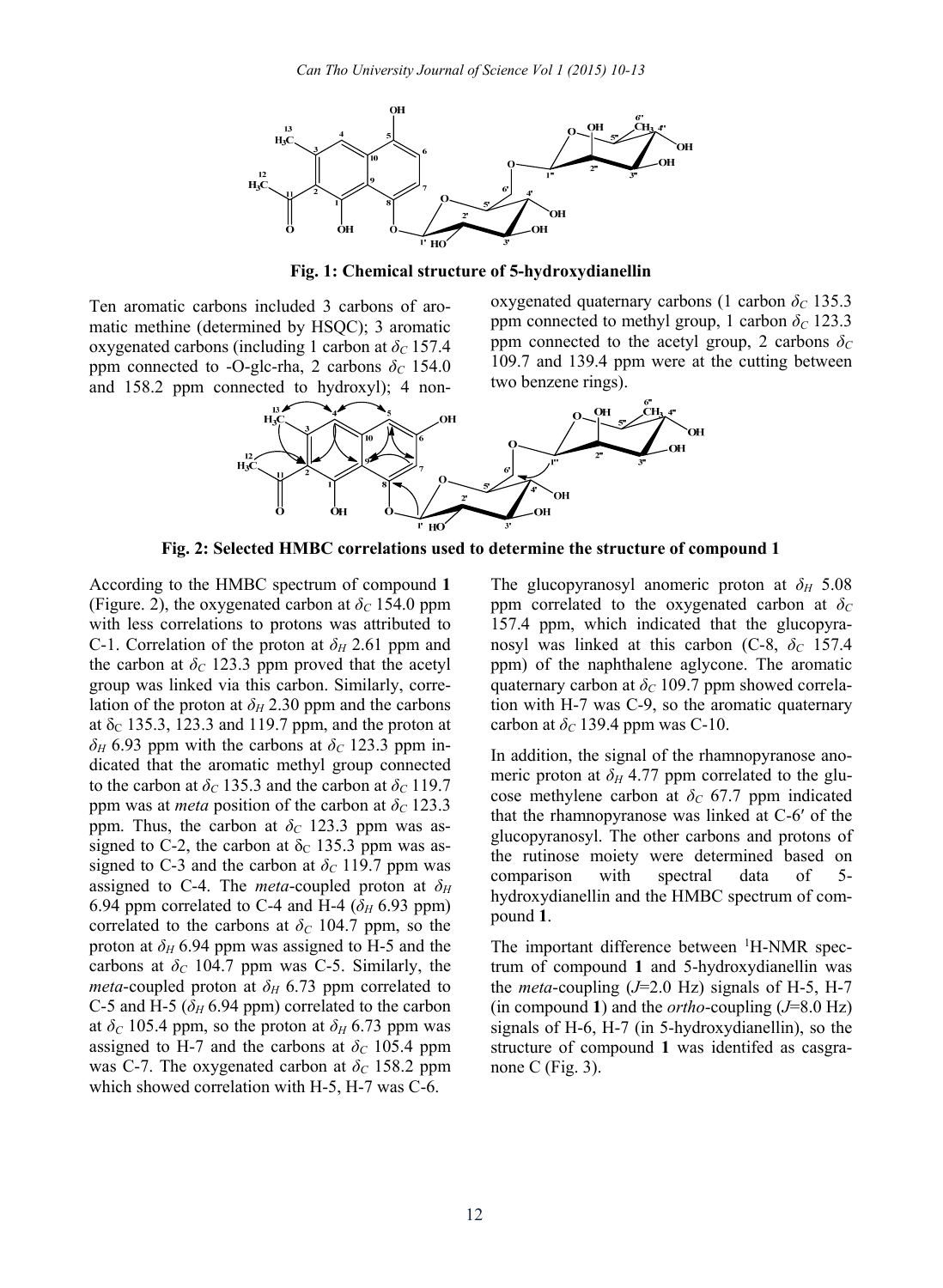**Fig. 1: Chemical structure of 5-hydroxydianellin**

Ten aromatic carbons included 3 carbons of aromatic methine (determined by HSQC); 3 aromatic oxygenated carbons (including 1 carbon at $\delta_C$ 157.4 ppm connected to -O-glc-rha, 2 carbons $\delta_C$ 154.0 and 158.2 ppm connected to hydroxyl); 4 non-oxygenated quaternary carbons (1 carbon $\delta_C$ 135.3 ppm connected to methyl group, 1 carbon $\delta_C$ 123.3 ppm connected to the acetyl group, 2 carbons $\delta_C$ 109.7 and 139.4 ppm were at the cutting between two benzene rings).

**Fig. 2: Selected HMBC correlations used to determine the structure of compound 1**

According to the HMBC spectrum of compound **1** (Figure. 2), the oxygenated carbon at $\delta_C$ 154.0 ppm with less correlations to protons was attributed to C-1. Correlation of the proton at $\delta_H$ 2.61 ppm and the carbon at $\delta_C$ 123.3 ppm proved that the acetyl group was linked via this carbon. Similarly, correlation of the proton at $\delta_H$ 2.30 ppm and the carbons at $\delta_C$ 135.3, 123.3 and 119.7 ppm, and the proton at $\delta_H$ 6.93 ppm with the carbons at $\delta_C$ 123.3 ppm indicated that the aromatic methyl group connected to the carbon at $\delta_C$ 135.3 and the carbon at $\delta_C$ 119.7 ppm was at *meta* position of the carbon at $\delta_C$ 123.3 ppm. Thus, the carbon at $\delta_C$ 123.3 ppm was assigned to C-2, the carbon at $\delta_C$ 135.3 ppm was assigned to C-3 and the carbon at $\delta_C$ 119.7 ppm was assigned to C-4. The *meta*-coupled proton at $\delta_H$ 6.94 ppm correlated to C-4 and H-4 ($\delta_H$ 6.93 ppm) correlated to the carbons at $\delta_C$ 104.7 ppm, so the proton at $\delta_H$ 6.94 ppm was assigned to H-5 and the carbons at $\delta_C$ 104.7 ppm was C-5. Similarly, the *meta*-coupled proton at $\delta_H$ 6.73 ppm correlated to C-5 and H-5 ($\delta_H$ 6.94 ppm) correlated to the carbon at $\delta_C$ 105.4 ppm, so the proton at $\delta_H$ 6.73 ppm was assigned to H-7 and the carbons at $\delta_C$ 105.4 ppm was C-7. The oxygenated carbon at $\delta_C$ 158.2 ppm which showed correlation with H-5, H-7 was C-6.

The glucopyranosyl anomeric proton at $\delta_H$ 5.08 ppm correlated to the oxygenated carbon at $\delta_C$ 157.4 ppm, which indicated that the glucopyranosyl was linked at this carbon (C-8, $\delta_C$ 157.4 ppm) of the naphthalene aglycone. The aromatic quaternary carbon at $\delta_C$ 109.7 ppm showed correlation with H-7 was C-9, so the aromatic quaternary carbon at $\delta_C$ 139.4 ppm was C-10.

In addition, the signal of the rhamnopyranose anomeric proton at $\delta_H$ 4.77 ppm correlated to the glucose methylene carbon at $\delta_C$ 67.7 ppm indicated that the rhamnopyranose was linked at C-6′ of the glucopyranosyl. The other carbons and protons of the rutinose moiety were determined based on comparison with spectral data of 5-hydroxydianellin and the HMBC spectrum of compound **1**.

The important difference between $^1$H-NMR spectrum of compound **1** and 5-hydroxydianellin was the *meta*-coupling ($J$=2.0 Hz) signals of H-5, H-7 (in compound **1**) and the *ortho*-coupling ($J$=8.0 Hz) signals of H-6, H-7 (in 5-hydroxydianellin), so the structure of compound **1** was identifed as casgranone C (Fig. 3).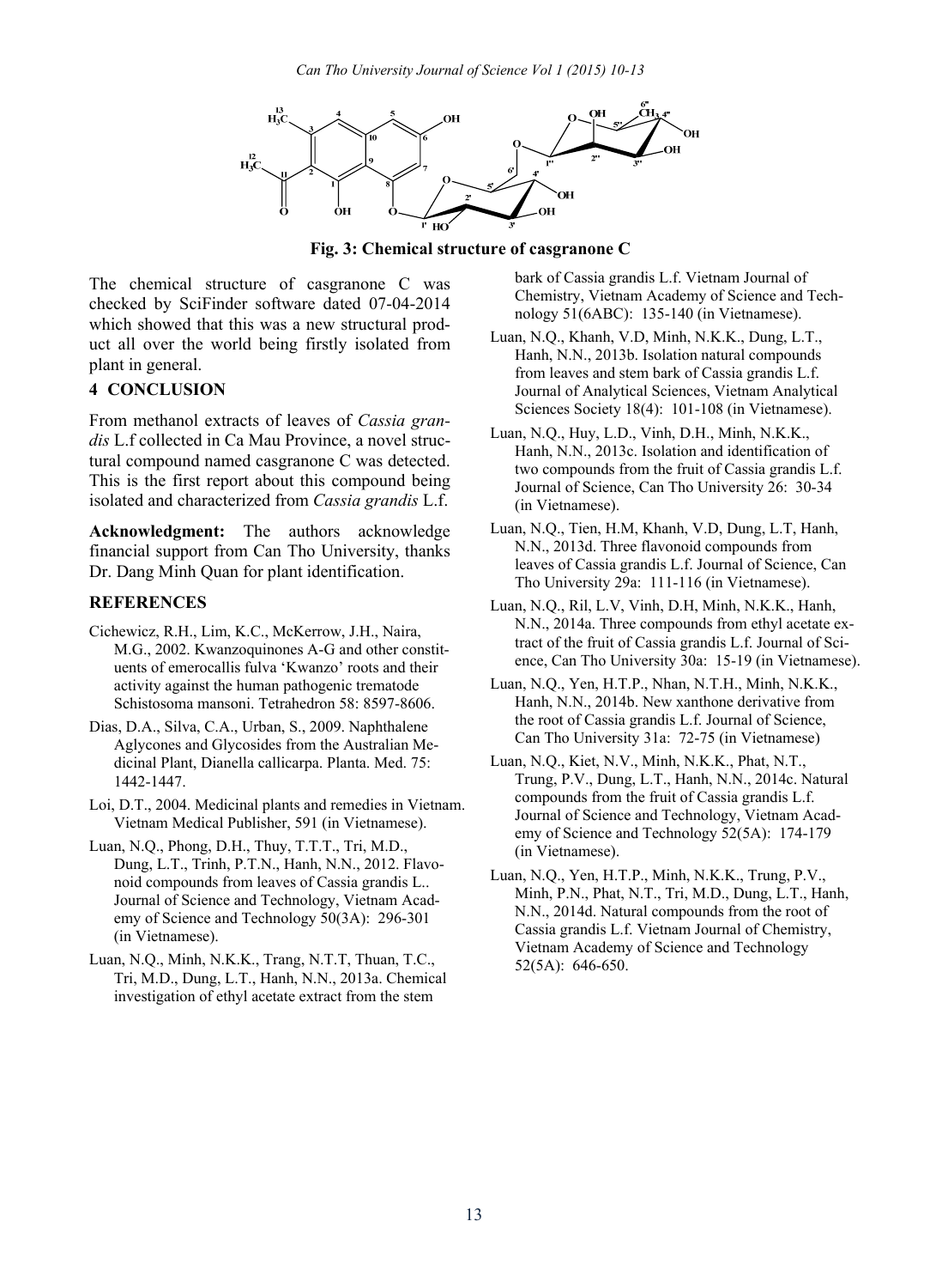Fig. 3: Chemical structure of casgranone C

The chemical structure of casgranone C was checked by SciFinder software dated 07-04-2014 which showed that this was a new structural product all over the world being firstly isolated from plant in general.

## 4 CONCLUSION

From methanol extracts of leaves of *Cassia grandis* L.f collected in Ca Mau Province, a novel structural compound named casgranone C was detected. This is the first report about this compound being isolated and characterized from *Cassia grandis* L.f.

**Acknowledgment:** The authors acknowledge financial support from Can Tho University, thanks Dr. Dang Minh Quan for plant identification.

## REFERENCES

Cichewicz, R.H., Lim, K.C., McKerrow, J.H., Naira, M.G., 2002. Kwanzoquinones A-G and other constituents of emerocallis fulva 'Kwanzo' roots and their activity against the human pathogenic trematode Schistosoma mansoni. Tetrahedron 58: 8597-8606.

Dias, D.A., Silva, C.A., Urban, S., 2009. Naphthalene Aglycones and Glycosides from the Australian Medicinal Plant, Dianella callicarpa. Planta. Med. 75: 1442-1447.

Loi, D.T., 2004. Medicinal plants and remedies in Vietnam. Vietnam Medical Publisher, 591 (in Vietnamese).

Luan, N.Q., Phong, D.H., Thuy, T.T.T., Tri, M.D., Dung, L.T., Trinh, P.T.N., Hanh, N.N., 2012. Flavonoid compounds from leaves of Cassia grandis L.. Journal of Science and Technology, Vietnam Academy of Science and Technology 50(3A): 296-301 (in Vietnamese).

Luan, N.Q., Minh, N.K.K., Trang, N.T.T, Thuan, T.C., Tri, M.D., Dung, L.T., Hanh, N.N., 2013a. Chemical investigation of ethyl acetate extract from the stem bark of Cassia grandis L.f. Vietnam Journal of Chemistry, Vietnam Academy of Science and Technology 51(6ABC): 135-140 (in Vietnamese).

Luan, N.Q., Khanh, V.D, Minh, N.K.K., Dung, L.T., Hanh, N.N., 2013b. Isolation natural compounds from leaves and stem bark of Cassia grandis L.f. Journal of Analytical Sciences, Vietnam Analytical Sciences Society 18(4): 101-108 (in Vietnamese).

Luan, N.Q., Huy, L.D., Vinh, D.H., Minh, N.K.K., Hanh, N.N., 2013c. Isolation and identification of two compounds from the fruit of Cassia grandis L.f. Journal of Science, Can Tho University 26: 30-34 (in Vietnamese).

Luan, N.Q., Tien, H.M, Khanh, V.D, Dung, L.T, Hanh, N.N., 2013d. Three flavonoid compounds from leaves of Cassia grandis L.f. Journal of Science, Can Tho University 29a: 111-116 (in Vietnamese).

Luan, N.Q., Ril, L.V, Vinh, D.H, Minh, N.K.K., Hanh, N.N., 2014a. Three compounds from ethyl acetate extract of the fruit of Cassia grandis L.f. Journal of Science, Can Tho University 30a: 15-19 (in Vietnamese).

Luan, N.Q., Yen, H.T.P., Nhan, N.T.H., Minh, N.K.K., Hanh, N.N., 2014b. New xanthone derivative from the root of Cassia grandis L.f. Journal of Science, Can Tho University 31a: 72-75 (in Vietnamese)

Luan, N.Q., Kiet, N.V., Minh, N.K.K., Phat, N.T., Trung, P.V., Dung, L.T., Hanh, N.N., 2014c. Natural compounds from the fruit of Cassia grandis L.f. Journal of Science and Technology, Vietnam Academy of Science and Technology 52(5A): 174-179 (in Vietnamese).

Luan, N.Q., Yen, H.T.P., Minh, N.K.K., Trung, P.V., Minh, P.N., Phat, N.T., Tri, M.D., Dung, L.T., Hanh, N.N., 2014d. Natural compounds from the root of Cassia grandis L.f. Vietnam Journal of Chemistry, Vietnam Academy of Science and Technology 52(5A): 646-650.